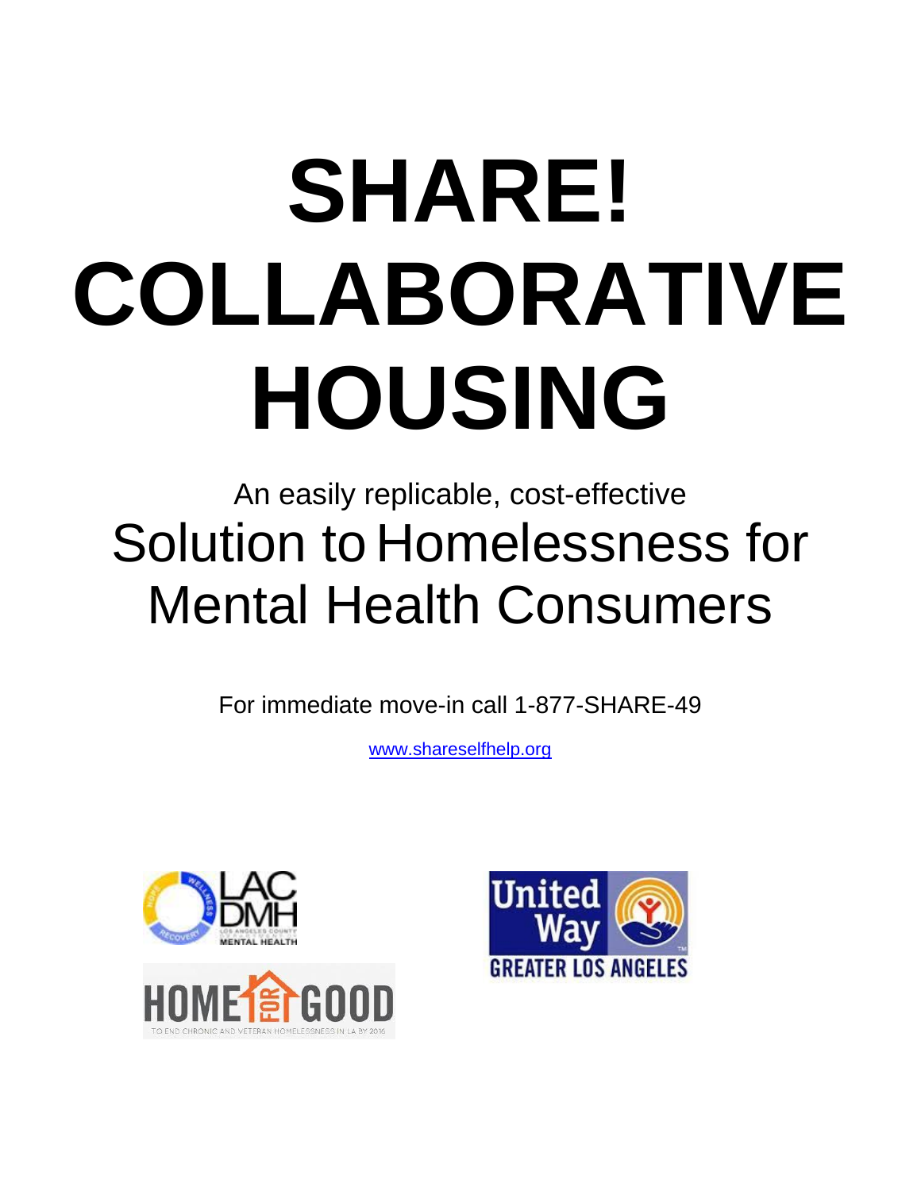# SHARE! COLLABORATIVE HOUSING

An easily replicable, cost-effective

## Solution to Homelessness for Mental Health Consumers

For immediate move-in call 1-877-SHARE-49

www.shareselfhelp.org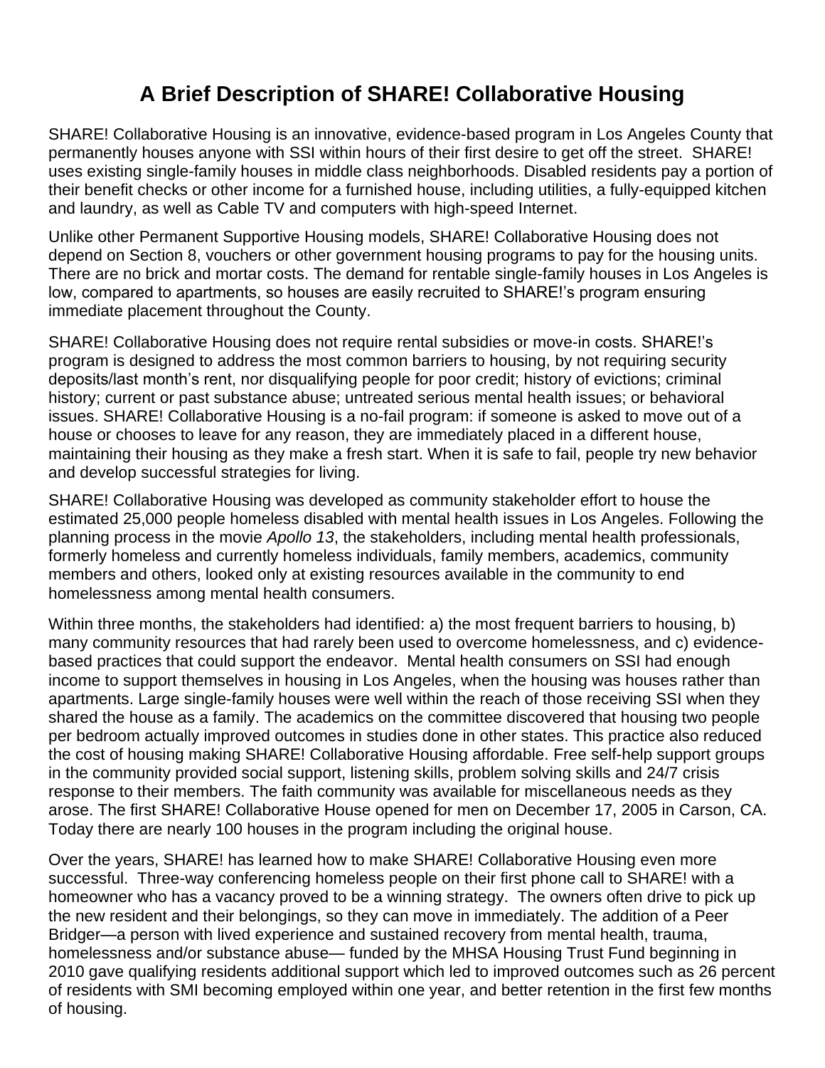# A Brief Description of SHARE! Collaborative Housing

SHARE! Collaborative Housing is an innovative, evidence-based program in Los Angeles County that permanently houses anyone with SSI within hours of their first desire to get off the street. SHARE! uses existing single-family houses in middle class neighborhoods. Disabled residents pay a portion of their benefit checks or other income for a furnished house, including utilities, a fully-equipped kitchen and laundry, as well as Cable TV and computers with high-speed Internet.

Unlike other Permanent Supportive Housing models, SHARE! Collaborative Housing does not depend on Section 8, vouchers or other government housing programs to pay for the housing units. There are no brick and mortar costs. The demand for rentable single-family houses in Los Angeles is low, compared to apartments, so houses are easily recruited to SHARE!'s program ensuring immediate placement throughout the County.

SHARE! Collaborative Housing does not require rental subsidies or move-in costs. SHARE!'s program is designed to address the most common barriers to housing, by not requiring security deposits/last month's rent, nor disqualifying people for poor credit; history of evictions; criminal history; current or past substance abuse; untreated serious mental health issues; or behavioral issues. SHARE! Collaborative Housing is a no-fail program: if someone is asked to move out of a house or chooses to leave for any reason, they are immediately placed in a different house, maintaining their housing as they make a fresh start. When it is safe to fail, people try new behavior and develop successful strategies for living.

SHARE! Collaborative Housing was developed as community stakeholder effort to house the estimated 25,000 people homeless disabled with mental health issues in Los Angeles. Following the planning process in the movie *Apollo 13*, the stakeholders, including mental health professionals, formerly homeless and currently homeless individuals, family members, academics, community members and others, looked only at existing resources available in the community to end homelessness among mental health consumers.

Within three months, the stakeholders had identified: a) the most frequent barriers to housing, b) many community resources that had rarely been used to overcome homelessness, and c) evidence-based practices that could support the endeavor. Mental health consumers on SSI had enough income to support themselves in housing in Los Angeles, when the housing was houses rather than apartments. Large single-family houses were well within the reach of those receiving SSI when they shared the house as a family. The academics on the committee discovered that housing two people per bedroom actually improved outcomes in studies done in other states. This practice also reduced the cost of housing making SHARE! Collaborative Housing affordable. Free self-help support groups in the community provided social support, listening skills, problem solving skills and 24/7 crisis response to their members. The faith community was available for miscellaneous needs as they arose. The first SHARE! Collaborative House opened for men on December 17, 2005 in Carson, CA. Today there are nearly 100 houses in the program including the original house.

Over the years, SHARE! has learned how to make SHARE! Collaborative Housing even more successful. Three-way conferencing homeless people on their first phone call to SHARE! with a homeowner who has a vacancy proved to be a winning strategy. The owners often drive to pick up the new resident and their belongings, so they can move in immediately. The addition of a Peer Bridger—a person with lived experience and sustained recovery from mental health, trauma, homelessness and/or substance abuse— funded by the MHSA Housing Trust Fund beginning in 2010 gave qualifying residents additional support which led to improved outcomes such as 26 percent of residents with SMI becoming employed within one year, and better retention in the first few months of housing.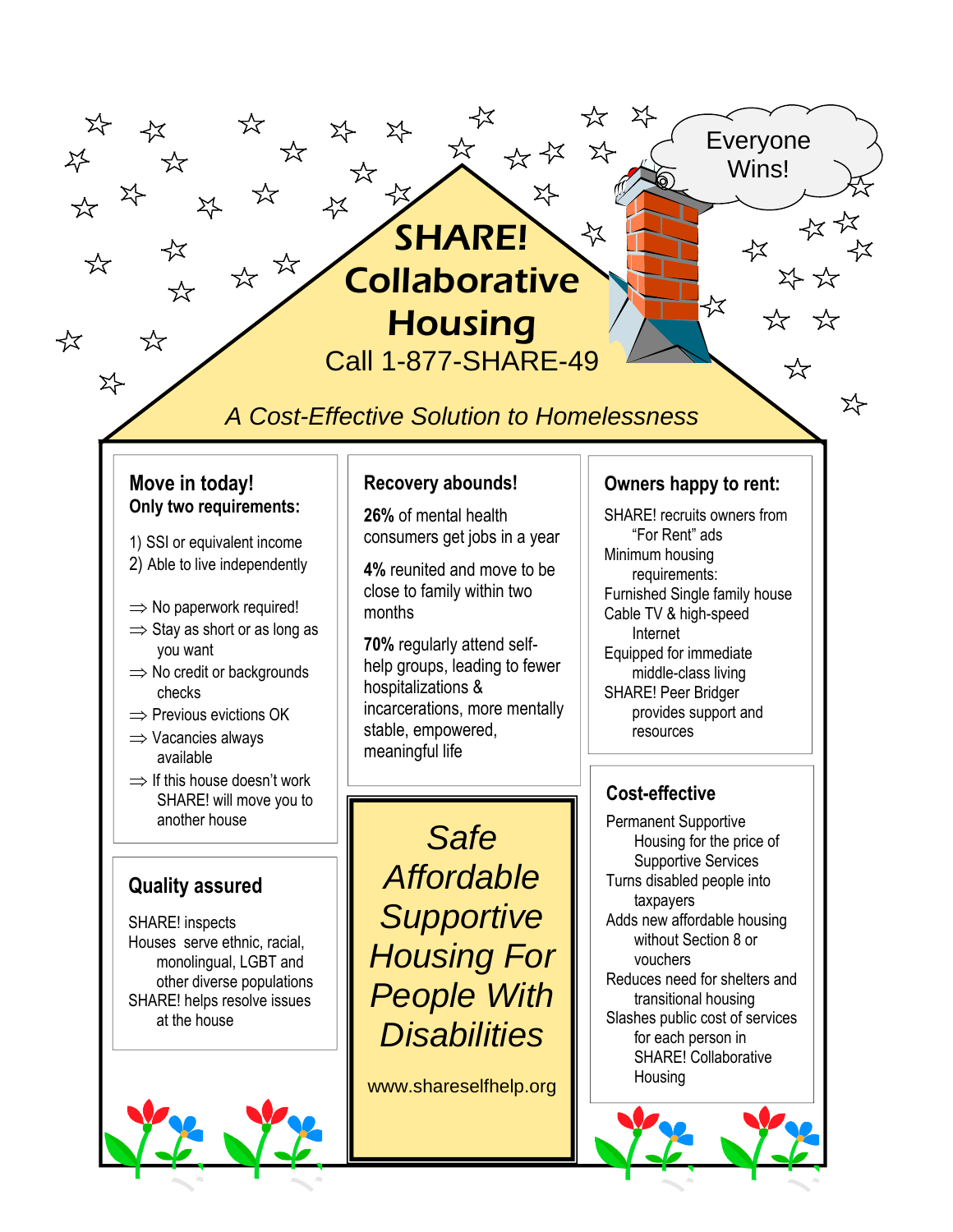# SHARE! Collaborative Housing

Call 1-877-SHARE-49

*A Cost-Effective Solution to Homelessness*

Everyone Wins!

## Move in today!

**Only two requirements:**

1) SSI or equivalent income
2) Able to live independently

⇒ No paperwork required!
⇒ Stay as short or as long as you want
⇒ No credit or backgrounds checks
⇒ Previous evictions OK
⇒ Vacancies always available
⇒ If this house doesn't work SHARE! will move you to another house

## Quality assured

SHARE! inspects
Houses serve ethnic, racial, monolingual, LGBT and other diverse populations
SHARE! helps resolve issues at the house

## Recovery abounds!

**26%** of mental health consumers get jobs in a year

**4%** reunited and move to be close to family within two months

**70%** regularly attend self-help groups, leading to fewer hospitalizations & incarcerations, more mentally stable, empowered, meaningful life

*Safe Affordable Supportive Housing For People With Disabilities*

www.shareselfhelp.org

## Owners happy to rent:

SHARE! recruits owners from "For Rent" ads
Minimum housing requirements:
Furnished Single family house
Cable TV & high-speed Internet
Equipped for immediate middle-class living
SHARE! Peer Bridger provides support and resources

## Cost-effective

Permanent Supportive Housing for the price of Supportive Services
Turns disabled people into taxpayers
Adds new affordable housing without Section 8 or vouchers
Reduces need for shelters and transitional housing
Slashes public cost of services for each person in SHARE! Collaborative Housing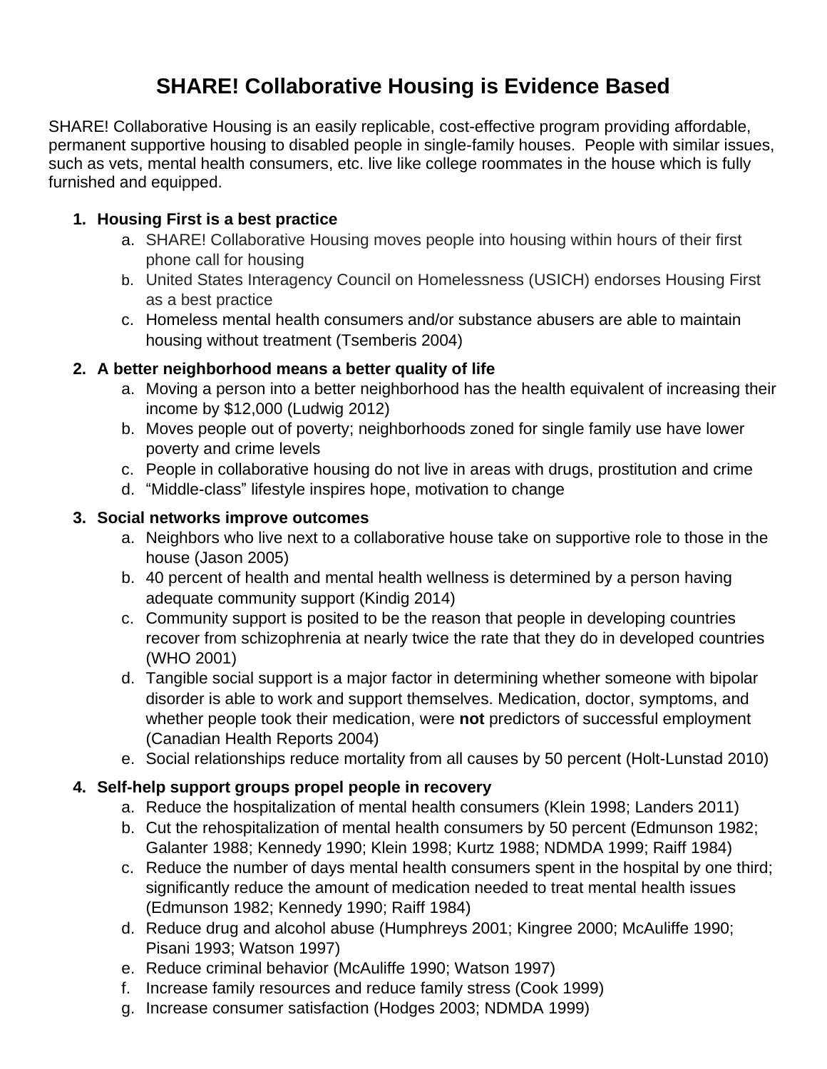# SHARE! Collaborative Housing is Evidence Based

SHARE! Collaborative Housing is an easily replicable, cost-effective program providing affordable, permanent supportive housing to disabled people in single-family houses. People with similar issues, such as vets, mental health consumers, etc. live like college roommates in the house which is fully furnished and equipped.

1. **Housing First is a best practice**
   a. SHARE! Collaborative Housing moves people into housing within hours of their first phone call for housing
   b. United States Interagency Council on Homelessness (USICH) endorses Housing First as a best practice
   c. Homeless mental health consumers and/or substance abusers are able to maintain housing without treatment (Tsemberis 2004)

2. **A better neighborhood means a better quality of life**
   a. Moving a person into a better neighborhood has the health equivalent of increasing their income by $12,000 (Ludwig 2012)
   b. Moves people out of poverty; neighborhoods zoned for single family use have lower poverty and crime levels
   c. People in collaborative housing do not live in areas with drugs, prostitution and crime
   d. "Middle-class" lifestyle inspires hope, motivation to change

3. **Social networks improve outcomes**
   a. Neighbors who live next to a collaborative house take on supportive role to those in the house (Jason 2005)
   b. 40 percent of health and mental health wellness is determined by a person having adequate community support (Kindig 2014)
   c. Community support is posited to be the reason that people in developing countries recover from schizophrenia at nearly twice the rate that they do in developed countries (WHO 2001)
   d. Tangible social support is a major factor in determining whether someone with bipolar disorder is able to work and support themselves. Medication, doctor, symptoms, and whether people took their medication, were **not** predictors of successful employment (Canadian Health Reports 2004)
   e. Social relationships reduce mortality from all causes by 50 percent (Holt-Lunstad 2010)

4. **Self-help support groups propel people in recovery**
   a. Reduce the hospitalization of mental health consumers (Klein 1998; Landers 2011)
   b. Cut the rehospitalization of mental health consumers by 50 percent (Edmunson 1982; Galanter 1988; Kennedy 1990; Klein 1998; Kurtz 1988; NDMDA 1999; Raiff 1984)
   c. Reduce the number of days mental health consumers spent in the hospital by one third; significantly reduce the amount of medication needed to treat mental health issues (Edmunson 1982; Kennedy 1990; Raiff 1984)
   d. Reduce drug and alcohol abuse (Humphreys 2001; Kingree 2000; McAuliffe 1990; Pisani 1993; Watson 1997)
   e. Reduce criminal behavior (McAuliffe 1990; Watson 1997)
   f. Increase family resources and reduce family stress (Cook 1999)
   g. Increase consumer satisfaction (Hodges 2003; NDMDA 1999)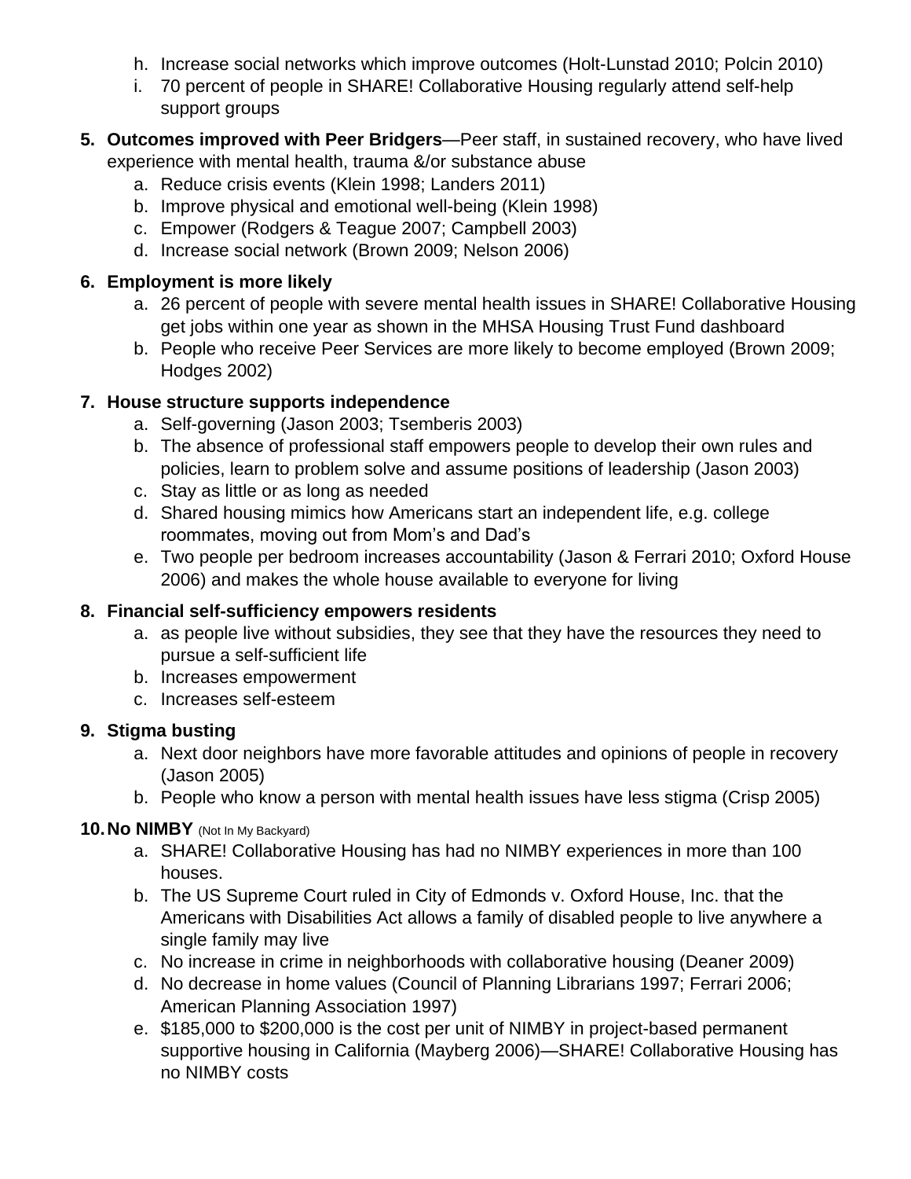h. Increase social networks which improve outcomes (Holt-Lunstad 2010; Polcin 2010)
   i. 70 percent of people in SHARE! Collaborative Housing regularly attend self-help support groups

5. **Outcomes improved with Peer Bridgers**—Peer staff, in sustained recovery, who have lived experience with mental health, trauma &/or substance abuse
   a. Reduce crisis events (Klein 1998; Landers 2011)
   b. Improve physical and emotional well-being (Klein 1998)
   c. Empower (Rodgers & Teague 2007; Campbell 2003)
   d. Increase social network (Brown 2009; Nelson 2006)

6. **Employment is more likely**
   a. 26 percent of people with severe mental health issues in SHARE! Collaborative Housing get jobs within one year as shown in the MHSA Housing Trust Fund dashboard
   b. People who receive Peer Services are more likely to become employed (Brown 2009; Hodges 2002)

7. **House structure supports independence**
   a. Self-governing (Jason 2003; Tsemberis 2003)
   b. The absence of professional staff empowers people to develop their own rules and policies, learn to problem solve and assume positions of leadership (Jason 2003)
   c. Stay as little or as long as needed
   d. Shared housing mimics how Americans start an independent life, e.g. college roommates, moving out from Mom's and Dad's
   e. Two people per bedroom increases accountability (Jason & Ferrari 2010; Oxford House 2006) and makes the whole house available to everyone for living

8. **Financial self-sufficiency empowers residents**
   a. as people live without subsidies, they see that they have the resources they need to pursue a self-sufficient life
   b. Increases empowerment
   c. Increases self-esteem

9. **Stigma busting**
   a. Next door neighbors have more favorable attitudes and opinions of people in recovery (Jason 2005)
   b. People who know a person with mental health issues have less stigma (Crisp 2005)

10. **No NIMBY** (Not In My Backyard)
   a. SHARE! Collaborative Housing has had no NIMBY experiences in more than 100 houses.
   b. The US Supreme Court ruled in City of Edmonds v. Oxford House, Inc. that the Americans with Disabilities Act allows a family of disabled people to live anywhere a single family may live
   c. No increase in crime in neighborhoods with collaborative housing (Deaner 2009)
   d. No decrease in home values (Council of Planning Librarians 1997; Ferrari 2006; American Planning Association 1997)
   e. $185,000 to $200,000 is the cost per unit of NIMBY in project-based permanent supportive housing in California (Mayberg 2006)—SHARE! Collaborative Housing has no NIMBY costs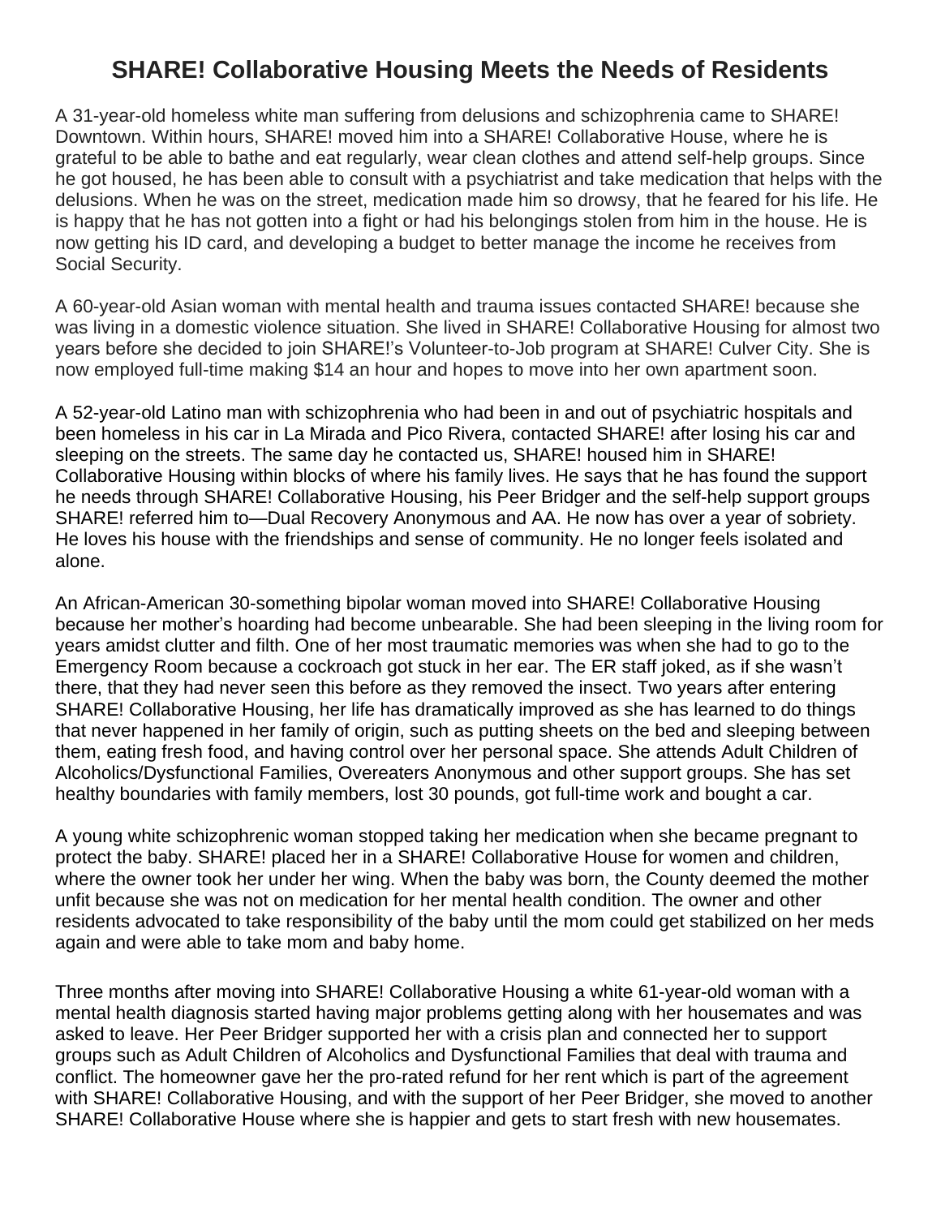# SHARE! Collaborative Housing Meets the Needs of Residents

A 31-year-old homeless white man suffering from delusions and schizophrenia came to SHARE! Downtown. Within hours, SHARE! moved him into a SHARE! Collaborative House, where he is grateful to be able to bathe and eat regularly, wear clean clothes and attend self-help groups. Since he got housed, he has been able to consult with a psychiatrist and take medication that helps with the delusions. When he was on the street, medication made him so drowsy, that he feared for his life. He is happy that he has not gotten into a fight or had his belongings stolen from him in the house. He is now getting his ID card, and developing a budget to better manage the income he receives from Social Security.

A 60-year-old Asian woman with mental health and trauma issues contacted SHARE! because she was living in a domestic violence situation. She lived in SHARE! Collaborative Housing for almost two years before she decided to join SHARE!'s Volunteer-to-Job program at SHARE! Culver City. She is now employed full-time making $14 an hour and hopes to move into her own apartment soon.

A 52-year-old Latino man with schizophrenia who had been in and out of psychiatric hospitals and been homeless in his car in La Mirada and Pico Rivera, contacted SHARE! after losing his car and sleeping on the streets. The same day he contacted us, SHARE! housed him in SHARE! Collaborative Housing within blocks of where his family lives. He says that he has found the support he needs through SHARE! Collaborative Housing, his Peer Bridger and the self-help support groups SHARE! referred him to—Dual Recovery Anonymous and AA. He now has over a year of sobriety. He loves his house with the friendships and sense of community. He no longer feels isolated and alone.

An African-American 30-something bipolar woman moved into SHARE! Collaborative Housing because her mother's hoarding had become unbearable. She had been sleeping in the living room for years amidst clutter and filth. One of her most traumatic memories was when she had to go to the Emergency Room because a cockroach got stuck in her ear. The ER staff joked, as if she wasn't there, that they had never seen this before as they removed the insect. Two years after entering SHARE! Collaborative Housing, her life has dramatically improved as she has learned to do things that never happened in her family of origin, such as putting sheets on the bed and sleeping between them, eating fresh food, and having control over her personal space. She attends Adult Children of Alcoholics/Dysfunctional Families, Overeaters Anonymous and other support groups. She has set healthy boundaries with family members, lost 30 pounds, got full-time work and bought a car.

A young white schizophrenic woman stopped taking her medication when she became pregnant to protect the baby. SHARE! placed her in a SHARE! Collaborative House for women and children, where the owner took her under her wing. When the baby was born, the County deemed the mother unfit because she was not on medication for her mental health condition. The owner and other residents advocated to take responsibility of the baby until the mom could get stabilized on her meds again and were able to take mom and baby home.

Three months after moving into SHARE! Collaborative Housing a white 61-year-old woman with a mental health diagnosis started having major problems getting along with her housemates and was asked to leave. Her Peer Bridger supported her with a crisis plan and connected her to support groups such as Adult Children of Alcoholics and Dysfunctional Families that deal with trauma and conflict. The homeowner gave her the pro-rated refund for her rent which is part of the agreement with SHARE! Collaborative Housing, and with the support of her Peer Bridger, she moved to another SHARE! Collaborative House where she is happier and gets to start fresh with new housemates.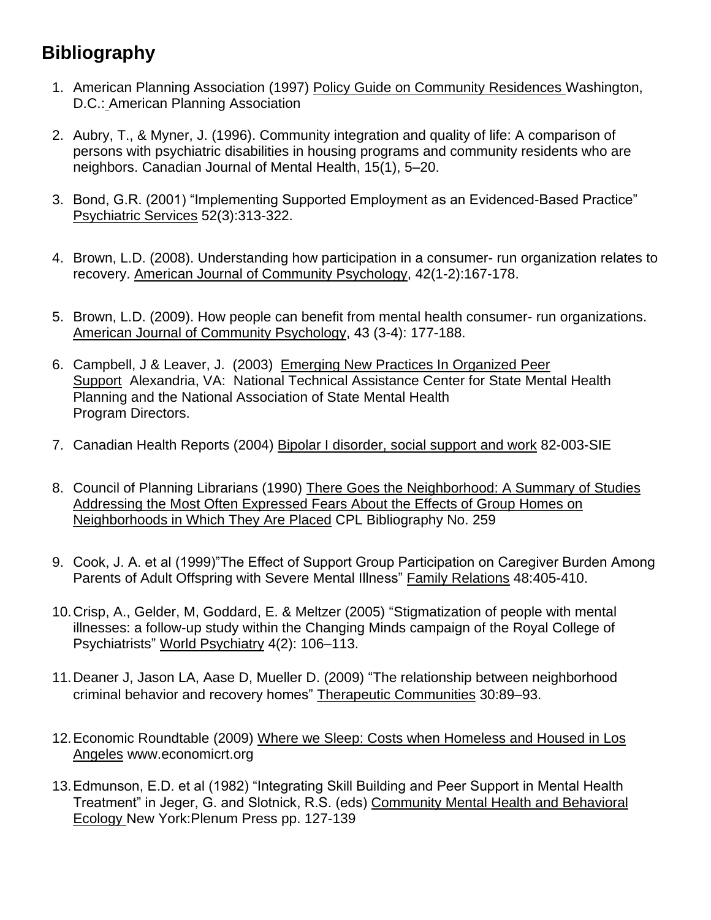## Bibliography

1. American Planning Association (1997) Policy Guide on Community Residences Washington, D.C.: American Planning Association

2. Aubry, T., & Myner, J. (1996). Community integration and quality of life: A comparison of persons with psychiatric disabilities in housing programs and community residents who are neighbors. Canadian Journal of Mental Health, 15(1), 5–20.

3. Bond, G.R. (2001) "Implementing Supported Employment as an Evidenced-Based Practice" Psychiatric Services 52(3):313-322.

4. Brown, L.D. (2008). Understanding how participation in a consumer- run organization relates to recovery. American Journal of Community Psychology, 42(1-2):167-178.

5. Brown, L.D. (2009). How people can benefit from mental health consumer- run organizations. American Journal of Community Psychology, 43 (3-4): 177-188.

6. Campbell, J & Leaver, J. (2003) Emerging New Practices In Organized Peer Support Alexandria, VA: National Technical Assistance Center for State Mental Health Planning and the National Association of State Mental Health Program Directors.

7. Canadian Health Reports (2004) Bipolar I disorder, social support and work 82-003-SIE

8. Council of Planning Librarians (1990) There Goes the Neighborhood: A Summary of Studies Addressing the Most Often Expressed Fears About the Effects of Group Homes on Neighborhoods in Which They Are Placed CPL Bibliography No. 259

9. Cook, J. A. et al (1999)"The Effect of Support Group Participation on Caregiver Burden Among Parents of Adult Offspring with Severe Mental Illness" Family Relations 48:405-410.

10. Crisp, A., Gelder, M, Goddard, E. & Meltzer (2005) "Stigmatization of people with mental illnesses: a follow-up study within the Changing Minds campaign of the Royal College of Psychiatrists" World Psychiatry 4(2): 106–113.

11. Deaner J, Jason LA, Aase D, Mueller D. (2009) "The relationship between neighborhood criminal behavior and recovery homes" Therapeutic Communities 30:89–93.

12. Economic Roundtable (2009) Where we Sleep: Costs when Homeless and Housed in Los Angeles www.economicrt.org

13. Edmunson, E.D. et al (1982) "Integrating Skill Building and Peer Support in Mental Health Treatment" in Jeger, G. and Slotnick, R.S. (eds) Community Mental Health and Behavioral Ecology New York:Plenum Press pp. 127-139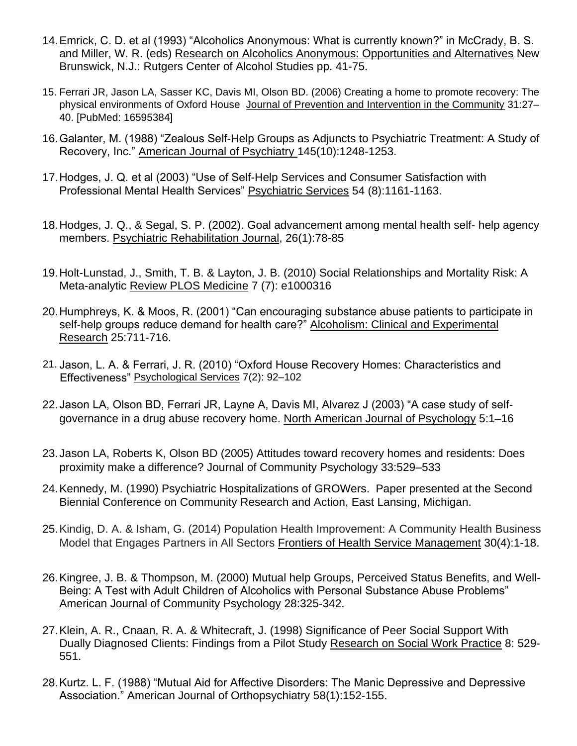14. Emrick, C. D. et al (1993) "Alcoholics Anonymous: What is currently known?" in McCrady, B. S. and Miller, W. R. (eds) Research on Alcoholics Anonymous: Opportunities and Alternatives New Brunswick, N.J.: Rutgers Center of Alcohol Studies pp. 41-75.

15. Ferrari JR, Jason LA, Sasser KC, Davis MI, Olson BD. (2006) Creating a home to promote recovery: The physical environments of Oxford House Journal of Prevention and Intervention in the Community 31:27–40. [PubMed: 16595384]

16. Galanter, M. (1988) "Zealous Self-Help Groups as Adjuncts to Psychiatric Treatment: A Study of Recovery, Inc." American Journal of Psychiatry 145(10):1248-1253.

17. Hodges, J. Q. et al (2003) "Use of Self-Help Services and Consumer Satisfaction with Professional Mental Health Services" Psychiatric Services 54 (8):1161-1163.

18. Hodges, J. Q., & Segal, S. P. (2002). Goal advancement among mental health self- help agency members. Psychiatric Rehabilitation Journal, 26(1):78-85

19. Holt-Lunstad, J., Smith, T. B. & Layton, J. B. (2010) Social Relationships and Mortality Risk: A Meta-analytic Review PLOS Medicine 7 (7): e1000316

20. Humphreys, K. & Moos, R. (2001) "Can encouraging substance abuse patients to participate in self-help groups reduce demand for health care?" Alcoholism: Clinical and Experimental Research 25:711-716.

21. Jason, L. A. & Ferrari, J. R. (2010) "Oxford House Recovery Homes: Characteristics and Effectiveness" Psychological Services 7(2): 92–102

22. Jason LA, Olson BD, Ferrari JR, Layne A, Davis MI, Alvarez J (2003) "A case study of self-governance in a drug abuse recovery home. North American Journal of Psychology 5:1–16

23. Jason LA, Roberts K, Olson BD (2005) Attitudes toward recovery homes and residents: Does proximity make a difference? Journal of Community Psychology 33:529–533

24. Kennedy, M. (1990) Psychiatric Hospitalizations of GROWers. Paper presented at the Second Biennial Conference on Community Research and Action, East Lansing, Michigan.

25. Kindig, D. A. & Isham, G. (2014) Population Health Improvement: A Community Health Business Model that Engages Partners in All Sectors Frontiers of Health Service Management 30(4):1-18.

26. Kingree, J. B. & Thompson, M. (2000) Mutual help Groups, Perceived Status Benefits, and Well-Being: A Test with Adult Children of Alcoholics with Personal Substance Abuse Problems" American Journal of Community Psychology 28:325-342.

27. Klein, A. R., Cnaan, R. A. & Whitecraft, J. (1998) Significance of Peer Social Support With Dually Diagnosed Clients: Findings from a Pilot Study Research on Social Work Practice 8: 529-551.

28. Kurtz. L. F. (1988) "Mutual Aid for Affective Disorders: The Manic Depressive and Depressive Association." American Journal of Orthopsychiatry 58(1):152-155.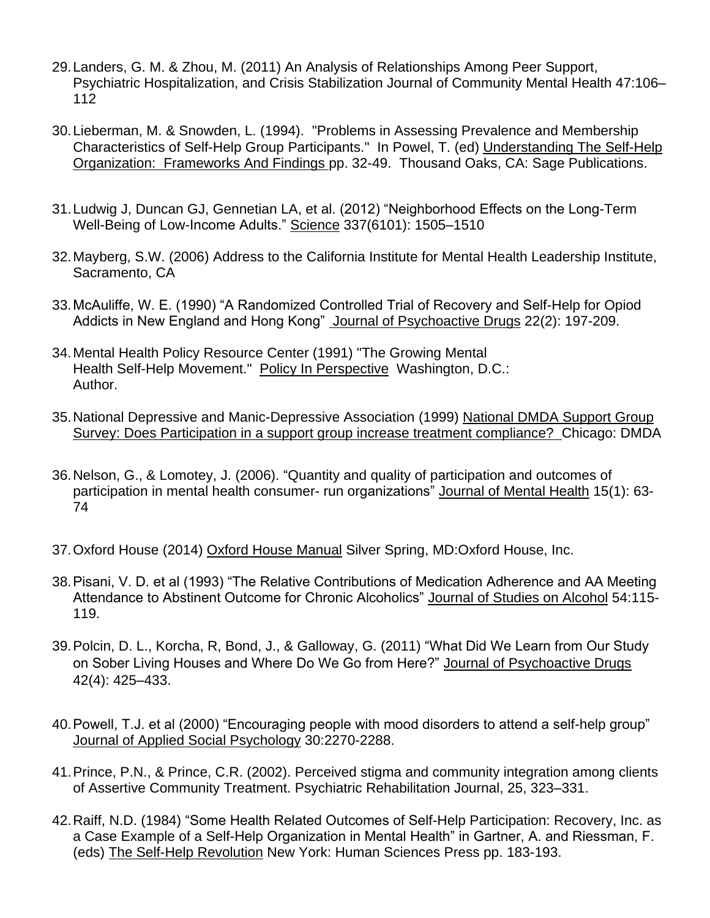29. Landers, G. M. & Zhou, M. (2011) An Analysis of Relationships Among Peer Support, Psychiatric Hospitalization, and Crisis Stabilization Journal of Community Mental Health 47:106–112

30. Lieberman, M. & Snowden, L. (1994). "Problems in Assessing Prevalence and Membership Characteristics of Self-Help Group Participants." In Powel, T. (ed) Understanding The Self-Help Organization: Frameworks And Findings pp. 32-49. Thousand Oaks, CA: Sage Publications.

31. Ludwig J, Duncan GJ, Gennetian LA, et al. (2012) "Neighborhood Effects on the Long-Term Well-Being of Low-Income Adults." Science 337(6101): 1505–1510

32. Mayberg, S.W. (2006) Address to the California Institute for Mental Health Leadership Institute, Sacramento, CA

33. McAuliffe, W. E. (1990) "A Randomized Controlled Trial of Recovery and Self-Help for Opiod Addicts in New England and Hong Kong" Journal of Psychoactive Drugs 22(2): 197-209.

34. Mental Health Policy Resource Center (1991) "The Growing Mental Health Self-Help Movement." Policy In Perspective Washington, D.C.: Author.

35. National Depressive and Manic-Depressive Association (1999) National DMDA Support Group Survey: Does Participation in a support group increase treatment compliance? Chicago: DMDA

36. Nelson, G., & Lomotey, J. (2006). "Quantity and quality of participation and outcomes of participation in mental health consumer- run organizations" Journal of Mental Health 15(1): 63-74

37. Oxford House (2014) Oxford House Manual Silver Spring, MD:Oxford House, Inc.

38. Pisani, V. D. et al (1993) "The Relative Contributions of Medication Adherence and AA Meeting Attendance to Abstinent Outcome for Chronic Alcoholics" Journal of Studies on Alcohol 54:115-119.

39. Polcin, D. L., Korcha, R, Bond, J., & Galloway, G. (2011) "What Did We Learn from Our Study on Sober Living Houses and Where Do We Go from Here?" Journal of Psychoactive Drugs 42(4): 425–433.

40. Powell, T.J. et al (2000) "Encouraging people with mood disorders to attend a self-help group" Journal of Applied Social Psychology 30:2270-2288.

41. Prince, P.N., & Prince, C.R. (2002). Perceived stigma and community integration among clients of Assertive Community Treatment. Psychiatric Rehabilitation Journal, 25, 323–331.

42. Raiff, N.D. (1984) "Some Health Related Outcomes of Self-Help Participation: Recovery, Inc. as a Case Example of a Self-Help Organization in Mental Health" in Gartner, A. and Riessman, F. (eds) The Self-Help Revolution New York: Human Sciences Press pp. 183-193.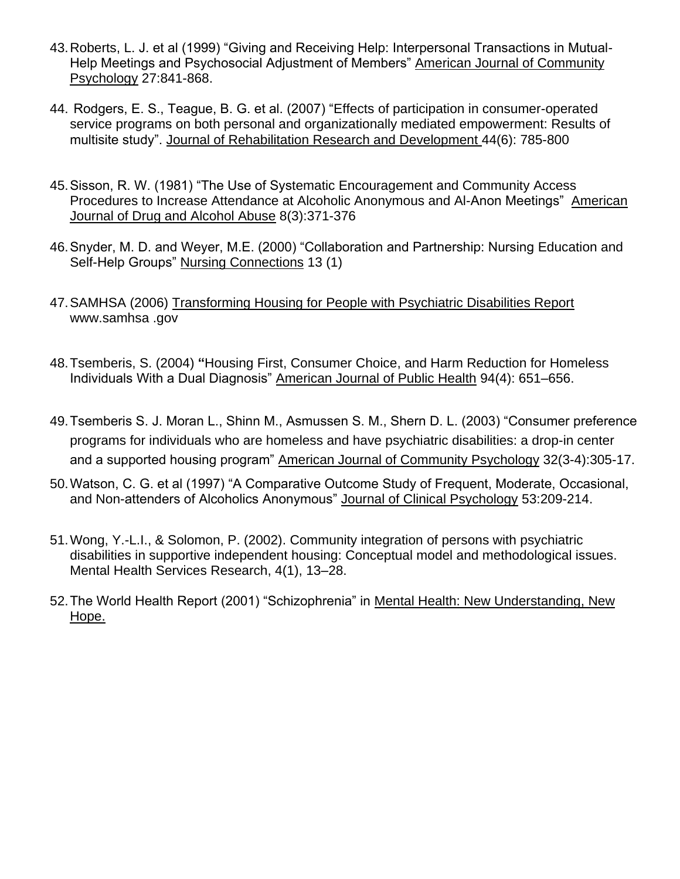43. Roberts, L. J. et al (1999) "Giving and Receiving Help: Interpersonal Transactions in Mutual-Help Meetings and Psychosocial Adjustment of Members" American Journal of Community Psychology 27:841-868.

44. Rodgers, E. S., Teague, B. G. et al. (2007) "Effects of participation in consumer-operated service programs on both personal and organizationally mediated empowerment: Results of multisite study". Journal of Rehabilitation Research and Development 44(6): 785-800

45. Sisson, R. W. (1981) "The Use of Systematic Encouragement and Community Access Procedures to Increase Attendance at Alcoholic Anonymous and Al-Anon Meetings" American Journal of Drug and Alcohol Abuse 8(3):371-376

46. Snyder, M. D. and Weyer, M.E. (2000) "Collaboration and Partnership: Nursing Education and Self-Help Groups" Nursing Connections 13 (1)

47. SAMHSA (2006) Transforming Housing for People with Psychiatric Disabilities Report www.samhsa .gov

48. Tsemberis, S. (2004) "Housing First, Consumer Choice, and Harm Reduction for Homeless Individuals With a Dual Diagnosis" American Journal of Public Health 94(4): 651–656.

49. Tsemberis S. J. Moran L., Shinn M., Asmussen S. M., Shern D. L. (2003) "Consumer preference programs for individuals who are homeless and have psychiatric disabilities: a drop-in center and a supported housing program" American Journal of Community Psychology 32(3-4):305-17.

50. Watson, C. G. et al (1997) "A Comparative Outcome Study of Frequent, Moderate, Occasional, and Non-attenders of Alcoholics Anonymous" Journal of Clinical Psychology 53:209-214.

51. Wong, Y.-L.I., & Solomon, P. (2002). Community integration of persons with psychiatric disabilities in supportive independent housing: Conceptual model and methodological issues. Mental Health Services Research, 4(1), 13–28.

52. The World Health Report (2001) "Schizophrenia" in Mental Health: New Understanding, New Hope.